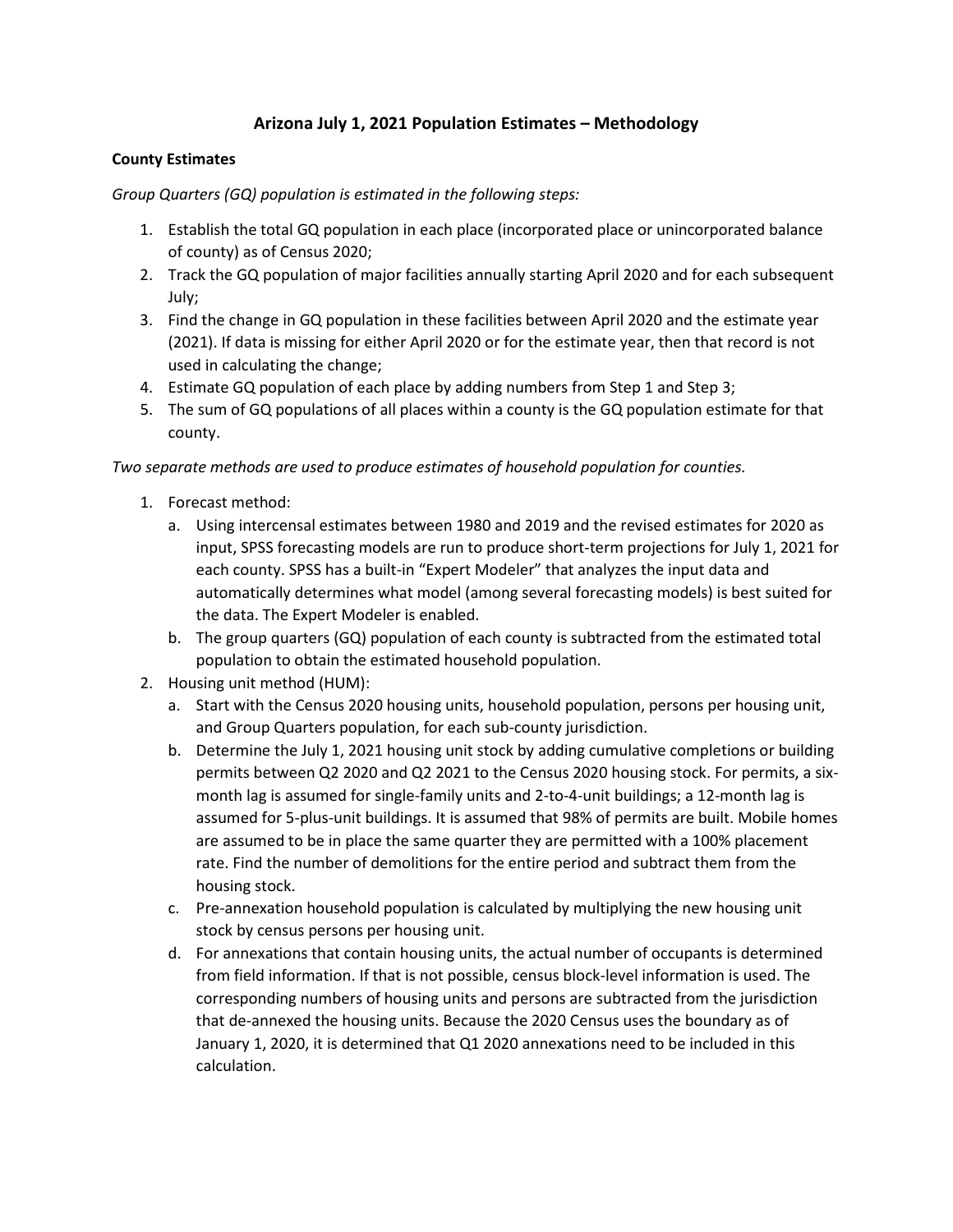# Arizona July 1, 2021 Population Estimates – Methodology

## County Estimates

*Group Quarters (GQ) population is estimated in the following steps:*

1. Establish the total GQ population in each place (incorporated place or unincorporated balance of county) as of Census 2020;
2. Track the GQ population of major facilities annually starting April 2020 and for each subsequent July;
3. Find the change in GQ population in these facilities between April 2020 and the estimate year (2021). If data is missing for either April 2020 or for the estimate year, then that record is not used in calculating the change;
4. Estimate GQ population of each place by adding numbers from Step 1 and Step 3;
5. The sum of GQ populations of all places within a county is the GQ population estimate for that county.

*Two separate methods are used to produce estimates of household population for counties.*

1. Forecast method:
   a. Using intercensal estimates between 1980 and 2019 and the revised estimates for 2020 as input, SPSS forecasting models are run to produce short-term projections for July 1, 2021 for each county. SPSS has a built-in "Expert Modeler" that analyzes the input data and automatically determines what model (among several forecasting models) is best suited for the data. The Expert Modeler is enabled.
   b. The group quarters (GQ) population of each county is subtracted from the estimated total population to obtain the estimated household population.
2. Housing unit method (HUM):
   a. Start with the Census 2020 housing units, household population, persons per housing unit, and Group Quarters population, for each sub-county jurisdiction.
   b. Determine the July 1, 2021 housing unit stock by adding cumulative completions or building permits between Q2 2020 and Q2 2021 to the Census 2020 housing stock. For permits, a six-month lag is assumed for single-family units and 2-to-4-unit buildings; a 12-month lag is assumed for 5-plus-unit buildings. It is assumed that 98% of permits are built. Mobile homes are assumed to be in place the same quarter they are permitted with a 100% placement rate. Find the number of demolitions for the entire period and subtract them from the housing stock.
   c. Pre-annexation household population is calculated by multiplying the new housing unit stock by census persons per housing unit.
   d. For annexations that contain housing units, the actual number of occupants is determined from field information. If that is not possible, census block-level information is used. The corresponding numbers of housing units and persons are subtracted from the jurisdiction that de-annexed the housing units. Because the 2020 Census uses the boundary as of January 1, 2020, it is determined that Q1 2020 annexations need to be included in this calculation.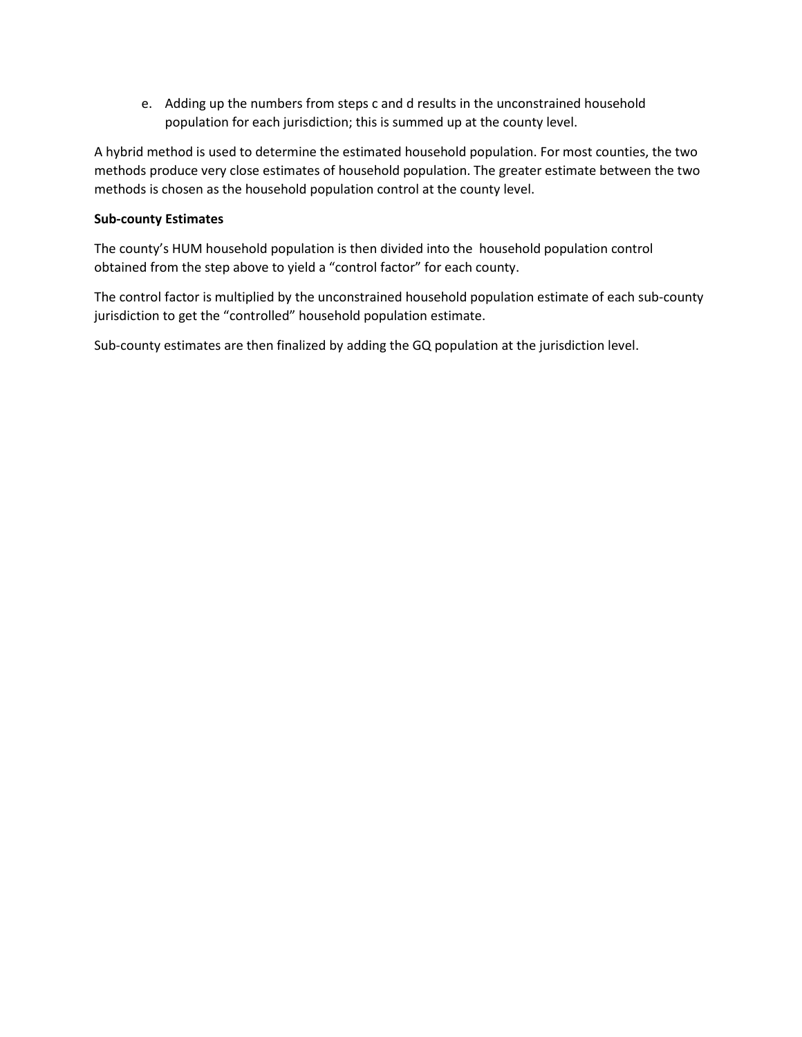e. Adding up the numbers from steps c and d results in the unconstrained household population for each jurisdiction; this is summed up at the county level.

A hybrid method is used to determine the estimated household population. For most counties, the two methods produce very close estimates of household population. The greater estimate between the two methods is chosen as the household population control at the county level.

**Sub-county Estimates**

The county's HUM household population is then divided into the household population control obtained from the step above to yield a "control factor" for each county.

The control factor is multiplied by the unconstrained household population estimate of each sub-county jurisdiction to get the "controlled" household population estimate.

Sub-county estimates are then finalized by adding the GQ population at the jurisdiction level.